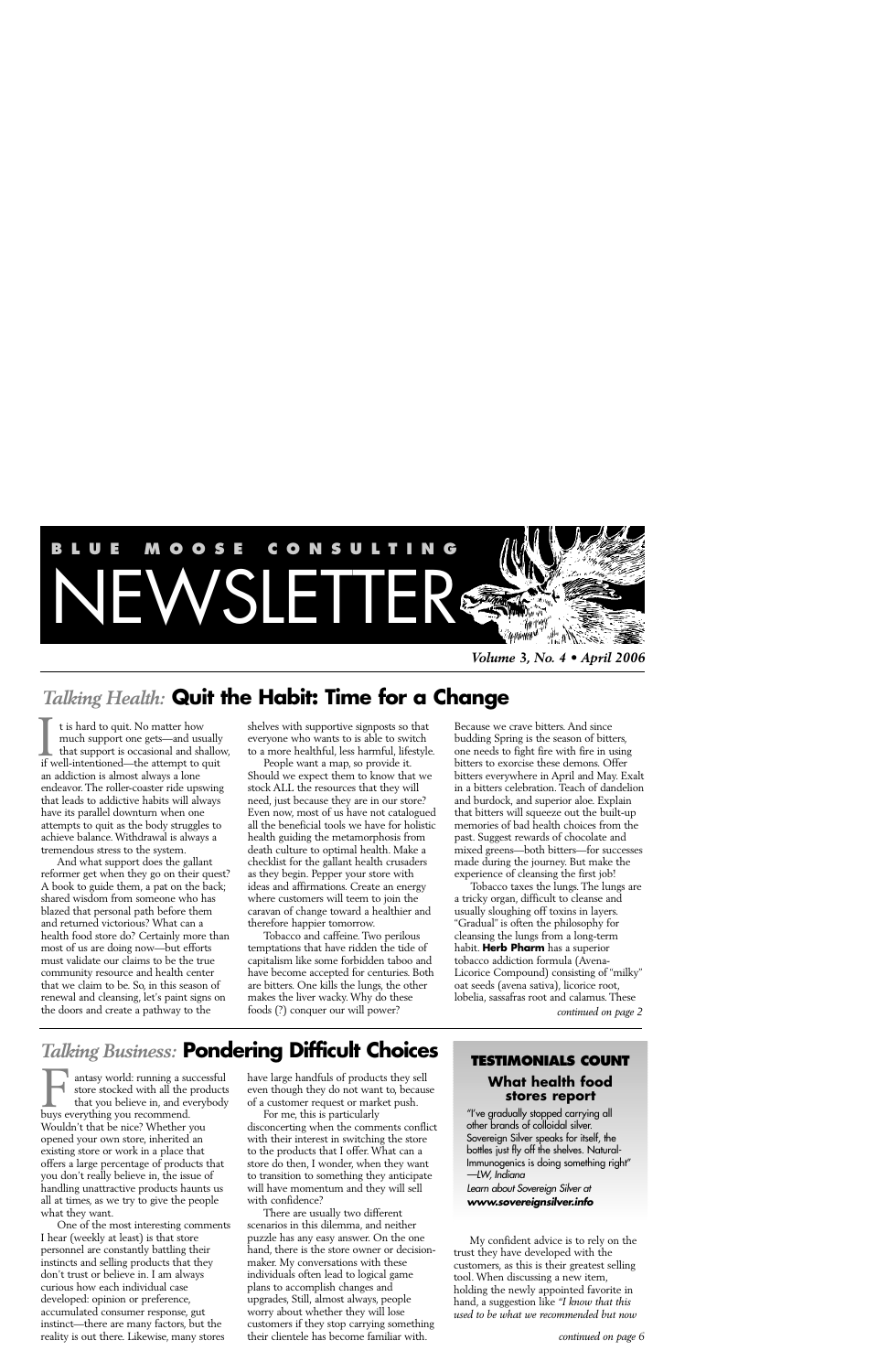# BLUE MOOSE CONSULTING NEWSLETTER

***Volume 3, No. 4 • April 2006***

## *Talking Health:* Quit the Habit: Time for a Change

It is hard to quit. No matter how much support one gets—and usually that support is occasional and shallow, if well-intentioned—the attempt to quit an addiction is almost always a lone endeavor. The roller-coaster ride upswing that leads to addictive habits will always have its parallel downturn when one attempts to quit as the body struggles to achieve balance. Withdrawal is always a tremendous stress to the system.

And what support does the gallant reformer get when they go on their quest? A book to guide them, a pat on the back; shared wisdom from someone who has blazed that personal path before them and returned victorious? What can a health food store do? Certainly more than most of us are doing now—but efforts must validate our claims to be the true community resource and health center that we claim to be. So, in this season of renewal and cleansing, let's paint signs on the doors and create a pathway to the shelves with supportive signposts so that everyone who wants to is able to switch to a more healthful, less harmful, lifestyle.

People want a map, so provide it. Should we expect them to know that we stock ALL the resources that they will need, just because they are in our store? Even now, most of us have not catalogued all the beneficial tools we have for holistic health guiding the metamorphosis from death culture to optimal health. Make a checklist for the gallant health crusaders as they begin. Pepper your store with ideas and affirmations. Create an energy where customers will teem to join the caravan of change toward a healthier and therefore happier tomorrow.

Tobacco and caffeine. Two perilous temptations that have ridden the tide of capitalism like some forbidden taboo and have become accepted for centuries. Both are bitters. One kills the lungs, the other makes the liver wacky. Why do these foods (?) conquer our will power?

Because we crave bitters. And since budding Spring is the season of bitters, one needs to fight fire with fire in using bitters to exorcise these demons. Offer bitters everywhere in April and May. Exalt in a bitters celebration. Teach of dandelion and burdock, and superior aloe. Explain that bitters will squeeze out the built-up memories of bad health choices from the past. Suggest rewards of chocolate and mixed greens—both bitters—for successes made during the journey. But make the experience of cleansing the first job!

Tobacco taxes the lungs. The lungs are a tricky organ, difficult to cleanse and usually sloughing off toxins in layers. "Gradual" is often the philosophy for cleansing the lungs from a long-term habit. **Herb Pharm** has a superior tobacco addiction formula (Avena-Licorice Compound) consisting of "milky" oat seeds (avena sativa), licorice root, lobelia, sassafras root and calamus. These

*continued on page 2*

## *Talking Business:* Pondering Difficult Choices

Fantasy world: running a successful store stocked with all the products that you believe in, and everybody buys everything you recommend. Wouldn't that be nice? Whether you opened your own store, inherited an existing store or work in a place that offers a large percentage of products that you don't really believe in, the issue of handling unattractive products haunts us all at times, as we try to give the people what they want.

One of the most interesting comments I hear (weekly at least) is that store personnel are constantly battling their instincts and selling products that they don't trust or believe in. I am always curious how each individual case developed: opinion or preference, accumulated consumer response, gut instinct—there are many factors, but the reality is out there. Likewise, many stores have large handfuls of products they sell even though they do not want to, because of a customer request or market push.

For me, this is particularly disconcerting when the comments conflict with their interest in switching the store to the products that I offer. What can a store do then, I wonder, when they want to transition to something they anticipate will have momentum and they will sell with confidence?

There are usually two different scenarios in this dilemma, and neither puzzle has any easy answer. On the one hand, there is the store owner or decision-maker. My conversations with these individuals often lead to logical game plans to accomplish changes and upgrades, Still, almost always, people worry about whether they will lose customers if they stop carrying something their clientele has become familiar with.

My confident advice is to rely on the trust they have developed with the customers, as this is their greatest selling tool. When discussing a new item, holding the newly appointed favorite in hand, a suggestion like *"I know that this used to be what we recommended but now*

*continued on page 6*

### TESTIMONIALS COUNT

**What health food stores report**

"I've gradually stopped carrying all other brands of colloidal silver. Sovereign Silver speaks for itself, the bottles just fly off the shelves. Natural-Immunogenics is doing something right" *—LW, Indiana*

*Learn about Sovereign Silver at* ***www.sovereignsilver.info***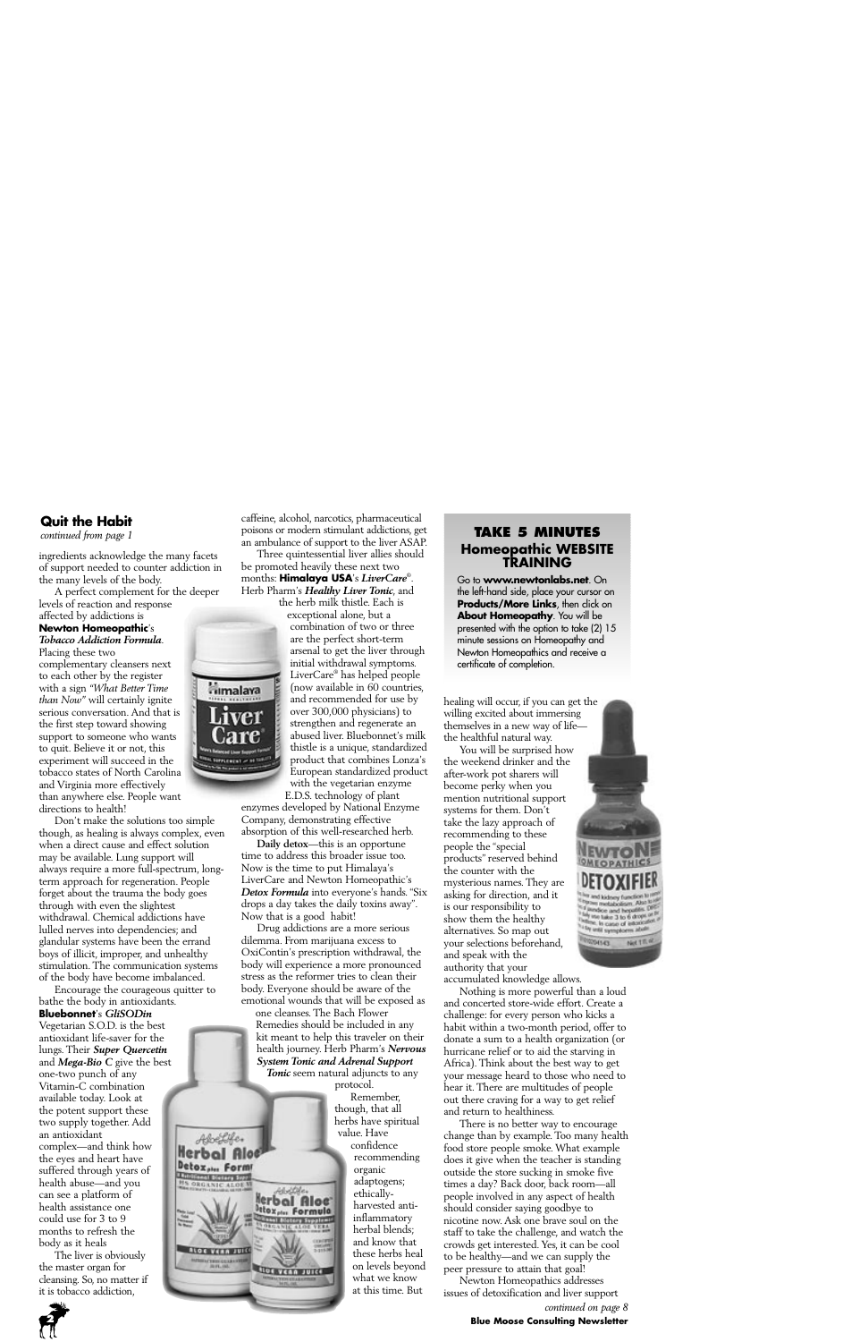## Quit the Habit

*continued from page 1*

ingredients acknowledge the many facets of support needed to counter addiction in the many levels of the body.

A perfect complement for the deeper levels of reaction and response affected by addictions is **Newton Homeopathic**'s ***Tobacco Addiction Formula***. Placing these two complementary cleansers next to each other by the register with a sign *"What Better Time than Now"* will certainly ignite serious conversation. And that is the first step toward showing support to someone who wants to quit. Believe it or not, this experiment will succeed in the tobacco states of North Carolina and Virginia more effectively than anywhere else. People want directions to health!

Don't make the solutions too simple though, as healing is always complex, even when a direct cause and effect solution may be available. Lung support will always require a more full-spectrum, long-term approach for regeneration. People forget about the trauma the body goes through with even the slightest withdrawal. Chemical addictions have lulled nerves into dependencies; and glandular systems have been the errand boys of illicit, improper, and unhealthy stimulation. The communication systems of the body have become imbalanced.

Encourage the courageous quitter to bathe the body in antioxidants. **Bluebonnet**'s ***GliSODin*** Vegetarian S.O.D. is the best antioxidant life-saver for the lungs. Their ***Super Quercetin*** and ***Mega-Bio C*** give the best one-two punch of any Vitamin-C combination available today. Look at the potent support these two supply together. Add an antioxidant complex—and think how the eyes and heart have suffered through years of health abuse—and you can see a platform of health assistance one could use for 3 to 9 months to refresh the body as it heals

The liver is obviously the master organ for cleansing. So, no matter if it is tobacco addiction, caffeine, alcohol, narcotics, pharmaceutical poisons or modern stimulant addictions, get an ambulance of support to the liver ASAP.

Three quintessential liver allies should be promoted heavily these next two months: **Himalaya USA**'s ***LiverCare***©. Herb Pharm's ***Healthy Liver Tonic***, and the herb milk thistle. Each is exceptional alone, but a combination of two or three are the perfect short-term arsenal to get the liver through initial withdrawal symptoms. LiverCare® has helped people (now available in 60 countries, and recommended for use by over 300,000 physicians) to strengthen and regenerate an abused liver. Bluebonnet's milk thistle is a unique, standardized product that combines Lonza's European standardized product with the vegetarian enzyme E.D.S. technology of plant enzymes developed by National Enzyme Company, demonstrating effective absorption of this well-researched herb.

**Daily detox**—this is an opportune time to address this broader issue too. Now is the time to put Himalaya's LiverCare and Newton Homeopathic's ***Detox Formula*** into everyone's hands. "Six drops a day takes the daily toxins away". Now that is a good habit!

Drug addictions are a more serious dilemma. From marijuana excess to OxiContin's prescription withdrawal, the body will experience a more pronounced stress as the reformer tries to clean their body. Everyone should be aware of the emotional wounds that will be exposed as one cleanses. The Bach Flower Remedies should be included in any kit meant to help this traveler on their health journey. Herb Pharm's ***Nervous System Tonic and Adrenal Support Tonic*** seem natural adjuncts to any protocol.

Remember, though, that all herbs have spiritual value. Have confidence recommending organic adaptogens; ethically-harvested anti-inflammatory herbal blends; and know that these herbs heal on levels beyond what we know at this time. But healing will occur, if you can get the willing excited about immersing themselves in a new way of life—the healthful natural way.

You will be surprised how the weekend drinker and the after-work pot sharers will become perky when you mention nutritional support systems for them. Don't take the lazy approach of recommending to these people the "special products" reserved behind the counter with the mysterious names. They are asking for direction, and it is our responsibility to show them the healthy alternatives. So map out your selections beforehand, and speak with the authority that your accumulated knowledge allows.

Nothing is more powerful than a loud and concerted store-wide effort. Create a challenge: for every person who kicks a habit within a two-month period, offer to donate a sum to a health organization (or hurricane relief or to aid the starving in Africa). Think about the best way to get your message heard to those who need to hear it. There are multitudes of people out there craving for a way to get relief and return to healthiness.

There is no better way to encourage change than by example. Too many health food store people smoke. What example does it give when the teacher is standing outside the store sucking in smoke five times a day? Back door, back room—all people involved in any aspect of health should consider saying goodbye to nicotine now. Ask one brave soul on the staff to take the challenge, and watch the crowds get interested. Yes, it can be cool to be healthy—and we can supply the peer pressure to attain that goal!

Newton Homeopathics addresses issues of detoxification and liver support

*continued on page 8*

### TAKE 5 MINUTES
### Homeopathic WEBSITE TRAINING

Go to **www.newtonlabs.net**. On the left-hand side, place your cursor on **Products/More Links**, then click on **About Homeopathy**. You will be presented with the option to take (2) 15 minute sessions on Homeopathy and Newton Homeopathics and receive a certificate of completion.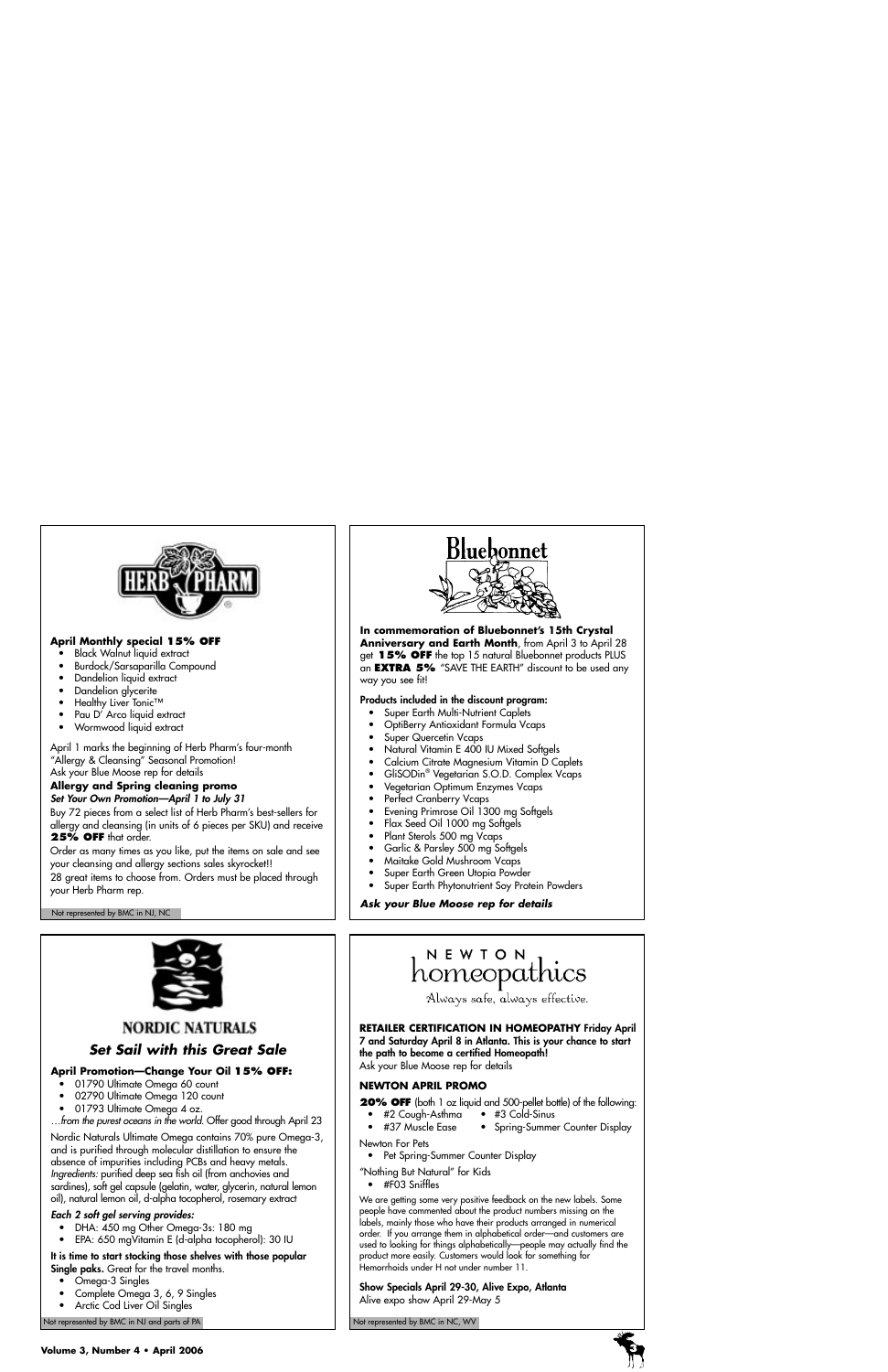## HERB PHARM

**April Monthly special 15% OFF**

- Black Walnut liquid extract
- Burdock/Sarsaparilla Compound
- Dandelion liquid extract
- Dandelion glycerite
- Healthy Liver Tonic™
- Pau D' Arco liquid extract
- Wormwood liquid extract

April 1 marks the beginning of Herb Pharm's four-month "Allergy & Cleansing" Seasonal Promotion!
Ask your Blue Moose rep for details

**Allergy and Spring cleaning promo**
***Set Your Own Promotion—April 1 to July 31***

Buy 72 pieces from a select list of Herb Pharm's best-sellers for allergy and cleansing (in units of 6 pieces per SKU) and receive **25% OFF** that order.

Order as many times as you like, put the items on sale and see your cleansing and allergy sections sales skyrocket!!
28 great items to choose from. Orders must be placed through your Herb Pharm rep.

Not represented by BMC in NJ, NC

## Bluebonnet

**In commemoration of Bluebonnet's 15th Crystal Anniversary and Earth Month**, from April 3 to April 28 get **15% OFF** the top 15 natural Bluebonnet products PLUS an **EXTRA 5%** "SAVE THE EARTH" discount to be used any way you see fit!

**Products included in the discount program:**

- Super Earth Multi-Nutrient Caplets
- OptiBerry Antioxidant Formula Vcaps
- Super Quercetin Vcaps
- Natural Vitamin E 400 IU Mixed Softgels
- Calcium Citrate Magnesium Vitamin D Caplets
- GliSODin® Vegetarian S.O.D. Complex Vcaps
- Vegetarian Optimum Enzymes Vcaps
- Perfect Cranberry Vcaps
- Evening Primrose Oil 1300 mg Softgels
- Flax Seed Oil 1000 mg Softgels
- Plant Sterols 500 mg Vcaps
- Garlic & Parsley 500 mg Softgels
- Maitake Gold Mushroom Vcaps
- Super Earth Green Utopia Powder
- Super Earth Phytonutrient Soy Protein Powders

***Ask your Blue Moose rep for details***

## NORDIC NATURALS

### *Set Sail with this Great Sale*

**April Promotion—Change Your Oil 15% OFF:**

- 01790 Ultimate Omega 60 count
- 02790 Ultimate Omega 120 count
- 01793 Ultimate Omega 4 oz.

*…from the purest oceans in the world.* Offer good through April 23

Nordic Naturals Ultimate Omega contains 70% pure Omega-3, and is purified through molecular distillation to ensure the absence of impurities including PCBs and heavy metals. *Ingredients:* purified deep sea fish oil (from anchovies and sardines), soft gel capsule (gelatin, water, glycerin, natural lemon oil), natural lemon oil, d-alpha tocopherol, rosemary extract

***Each 2 soft gel serving provides:***

- DHA: 450 mg Other Omega-3s: 180 mg
- EPA: 650 mgVitamin E (d-alpha tocopherol): 30 IU

**It is time to start stocking those shelves with those popular Single paks.** Great for the travel months.

- Omega-3 Singles
- Complete Omega 3, 6, 9 Singles
- Arctic Cod Liver Oil Singles

Not represented by BMC in NJ and parts of PA

## NEWTON homeopathics

Always safe, always effective.

**RETAILER CERTIFICATION IN HOMEOPATHY Friday April 7 and Saturday April 8 in Atlanta. This is your chance to start the path to become a certified Homeopath!**
Ask your Blue Moose rep for details

**NEWTON APRIL PROMO**

**20% OFF** (both 1 oz liquid and 500-pellet bottle) of the following:

- #2 Cough-Asthma
- #3 Cold-Sinus
- #37 Muscle Ease
- Spring-Summer Counter Display

Newton For Pets

- Pet Spring-Summer Counter Display

"Nothing But Natural" for Kids

- #F03 Sniffles

We are getting some very positive feedback on the new labels. Some people have commented about the product numbers missing on the labels, mainly those who have their products arranged in numerical order. If you arrange them in alphabetical order—and customers are used to looking for things alphabetically—people may actually find the product more easily. Customers would look for something for Hemorrhoids under H not under number 11.

**Show Specials April 29-30, Alive Expo, Atlanta**
Alive expo show April 29-May 5

Not represented by BMC in NC, WV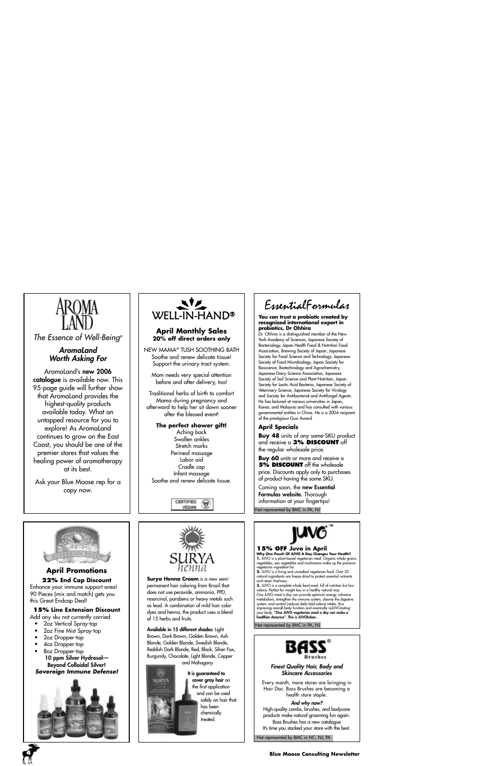# AROMA LAND

*The Essence of Well-Being®*

### *AromaLand Worth Asking For*

AromaLand's **new 2006 catalogue** is available now. This 95-page guide will further show that AromaLand provides the highest-quality products available today. What an untapped resource for you to explore! As AromaLand continues to grow on the East Coast, you should be one of the premier stores that values the healing power of aromatherapy at its best.

Ask your Blue Moose rep for a copy now.

# WELL-IN-HAND®

### April Monthly Sales

**20% off direct orders only**

NEW MAMA® TUSH SOOTHING BATH
Soothe and renew delicate tissue!
Support the urinary tract system.

Mom needs very special attention before and after delivery, too!

Traditional herbs of birth to comfort Mama during pregnancy and afterward to help her sit down sooner after the blessed event!

**The perfect shower gift!**
Aching back
Swollen ankles
Stretch marks
Perineal massage
Labor aid
Cradle cap
Infant massage
Soothe and renew delicate tissue.

CERTIFIED VEGAN

# EssentialFormulas

**You can trust a probiotic created by recognized international expert in probiotics, Dr Ohhira**

Dr. Ohhira is a distinguished member of the New York Academy of Sciences, Japanese Society of Bacteriology, Japan Health Food & Nutrition Food Association, Brewing Society of Japan, Japanese Society for Food Science and Technology, Japanese Society of Food Microbiology, Japan Society for Bioscience, Biotechnology and Agrochemistry, Japanese Dairy Science Association, Japanese Society of Soil Science and Plant Nutrition, Japan Society for Lactic Acid Bacteria, Japanese Society of Veterinary Science, Japanese Society for Virology and Society for Antibacterial and Antifungal Agents. He has lectured at various universities in Japan, Korea, and Malaysia and has consulted with various governmental entities in China. He is a 2004 recipient of the prestigious Gusi Award.

### April Specials

**Buy 48** units of any same-SKU product and receive a **3% DISCOUNT** off the regular wholesale price.

**Buy 60** units or more and receive a **5% DISCOUNT** off the wholesale price. Discounts apply only to purchases of product having the same SKU.

Coming soon, the **new Essential Formulas website.** Thorough information at your fingertips!

Not represented by BMC in PA, NJ

# SOVEREIGN SILVER

### April Promotions

**22% End Cap Discount**
Enhance your immune support area! 90 Pieces (mix and match) gets you this Great Endcap Deal!

**15% Line Extension Discount**
Add any sku not currently carried:

- 2oz Vertical Spray-top
- 2oz Fine Mist Spray-top
- 2oz Dropper-top
- 4oz Dropper-top
- 8oz Dropper-top

**10 ppm Silver Hydrosol— Beyond Colloidal Silver!**
***Sovereign Immune Defense!***

# SURYA henna

**Surya Henna Cream** is a new semi-permanent hair coloring from Brazil that does not use peroxide, ammonia, PPD, resorcinol, parabens or heavy metals such as lead. A combination of mild hair color dyes and henna, the product uses a blend of 15 herbs and fruits.

**Available in 15 different shades:** Light Brown, Dark Brown, Golden Brown, Ash Blonde, Golden Blonde, Swedish Blonde, Reddish Dark Blonde, Red, Black, Silver Fox, Burgundy, Chocolate, Light Blonde, Copper and Mahogany.

**It is guaranteed to cover gray hair** on the first application and can be used safely on hair that has been chemically treated.

# JUVO™

**15% OFF Juvo in April**

**Why One Pouch Of JUVO A Day Changes Your Health?**

**1.** JUVO is a plant-based vegetarian meal: Organic whole grains, vegetables, sea vegetables and mushrooms make up the premium vegetarian ingredient list.

**2.** JUVO is a living and uncooked vegetarian food: Over 25 natural ingredients are freeze-dried to protect essential nutrients and retain freshness.

**3.** JUVO is a complete whole food meal, full of nutrition but low-calorie: Perfect for weight loss in a healthy natural way.

One JUVO meal a day can provide optimum energy, enhance metabolism, strengthen the immune system, cleanse the digestive system, and control (reduce) daily total calorie intake, thus improving overall body function and eventually reJUVOnating your body. **"One JUVO vegetarian meal a day can make a healthier America". This is JUVOlution.**

Not represented by BMC in PA, NJ

# BASS® Brushes

***Finest Quality Hair, Body and Skincare Accessories***

Every month, more stores are bringing in Hair Doc. Bass Brushes are becoming a health store staple.

***And why now?***
High-quality combs, brushes, and bodycare products make natural grooming fun again.
Bass Brushes has a new catalogue
It's time you stocked your store with the best.

Not represented by BMC in NC, NJ, PA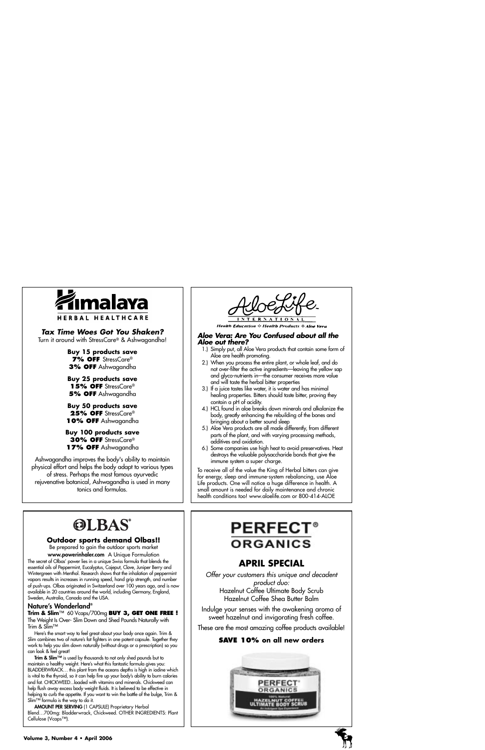## Himalaya

HERBAL HEALTHCARE

***Tax Time Woes Got You Shaken?***

Turn it around with StressCare® & Ashwagandha!

**Buy 15 products save**
**7% OFF** StressCare®
**3% OFF** Ashwagandha

**Buy 25 products save**
**15% OFF** StressCare®
**5% OFF** Ashwagandha

**Buy 50 products save**
**25% OFF** StressCare®
**10% OFF** Ashwagandha

**Buy 100 products save**
**30% OFF** StressCare®
**17% OFF** Ashwagandha

Ashwagandha improves the body's ability to maintain physical effort and helps the body adapt to various types of stress. Perhaps the most famous ayurvedic rejuvenative botanical, Ashwagandha is used in many tonics and formulas.

## AloeLife

INTERNATIONAL

*Health Education ❖ Health Products ❖ Aloe Vera*

***Aloe Vera: Are You Confused about all the Aloe out there?***

1.) Simply put, all Aloe Vera products that contain some form of Aloe are health promoting.
2.) When you process the entire plant, or whole leaf, and do not over-filter the active ingredients—leaving the yellow sap and glyco-nutrients in—the consumer receives more value and will taste the herbal bitter properties
3.) If a juice tastes like water, it is water and has minimal healing properties. Bitters should taste bitter, proving they contain a pH of acidity.
4.) HCL found in aloe breaks down minerals and alkalanize the body, greatly enhancing the rebuilding of the bones and bringing about a better sound sleep
5.) Aloe Vera products are all made differently, from different parts of the plant, and with varying processing methods, additives and oxidation.
6.) Some companies use high heat to avoid preservatives. Heat destroys the valuable polysaccharide bonds that give the immune system a super charge.

To receive all of the value the King of Herbal bitters can give for energy, sleep and immune-system rebalancing, use Aloe Life products. One will notice a huge difference in health. A small amount is needed for daily maintenance and chronic health conditions too! www.aloelife.com or 800-414-ALOE

## OLBAS®

**Outdoor sports demand Olbas!!**

Be prepared to gain the outdoor sports market

**www.powerinhaler.com** A Unique Formulation

The secret of Olbas' power lies in a unique Swiss formula that blends the essential oils of Peppermint, Eucalyptus, Cajeput, Clove, Juniper Berry and Wintergreen with Menthol. Research shows that the inhalation of peppermint vapors results in increases in running speed, hand grip strength, and number of push-ups. Olbas originated in Switzerland over 100 years ago, and is now available in 20 countries around the world, including Germany, England, Sweden, Australia, Canada and the USA.

**Nature's Wonderland®**

**Trim & Slim**™ 60 Vcaps/700mg **BUY 3, GET ONE FREE !**

The Weight Is Over- Slim Down and Shed Pounds Naturally with Trim & Slim™

Here's the smart way to feel great about your body once again. Trim & Slim combines two of nature's fat fighters in one potent capsule. Together they work to help you slim down naturally (without drugs or a prescription) so you can look & feel great!

**Trim & Slim™** is used by thousands to not only shed pounds but to maintain a healthy weight. Here's what this fantastic formula gives you: BLADDERWRACK… this plant from the oceans depths is high in iodine which is vital to the thyroid, so it can help fire up your body's ability to burn calories and fat. CHICKWEED…loaded with vitamins and minerals. Chickweed can help flush away excess body weight fluids. It is believed to be effective in helping to curb the appetite. If you want to win the battle of the bulge, Trim & Slim™ formula is the way to do it.

**AMOUNT PER SERVING** (1 CAPSULE) Proprietary Herbal Blend…700mg: Bladderwrack, Chickweed. OTHER INGREDIENTS: Plant Cellulose (Vcaps™).

## PERFECT® ORGANICS

### APRIL SPECIAL

*Offer your customers this unique and decadent product duo:*

Hazelnut Coffee Ultimate Body Scrub
Hazelnut Coffee Shea Butter Balm

Indulge your senses with the awakening aroma of sweet hazelnut and invigorating fresh coffee.

These are the most amazing coffee products available!

**SAVE 10% on all new orders**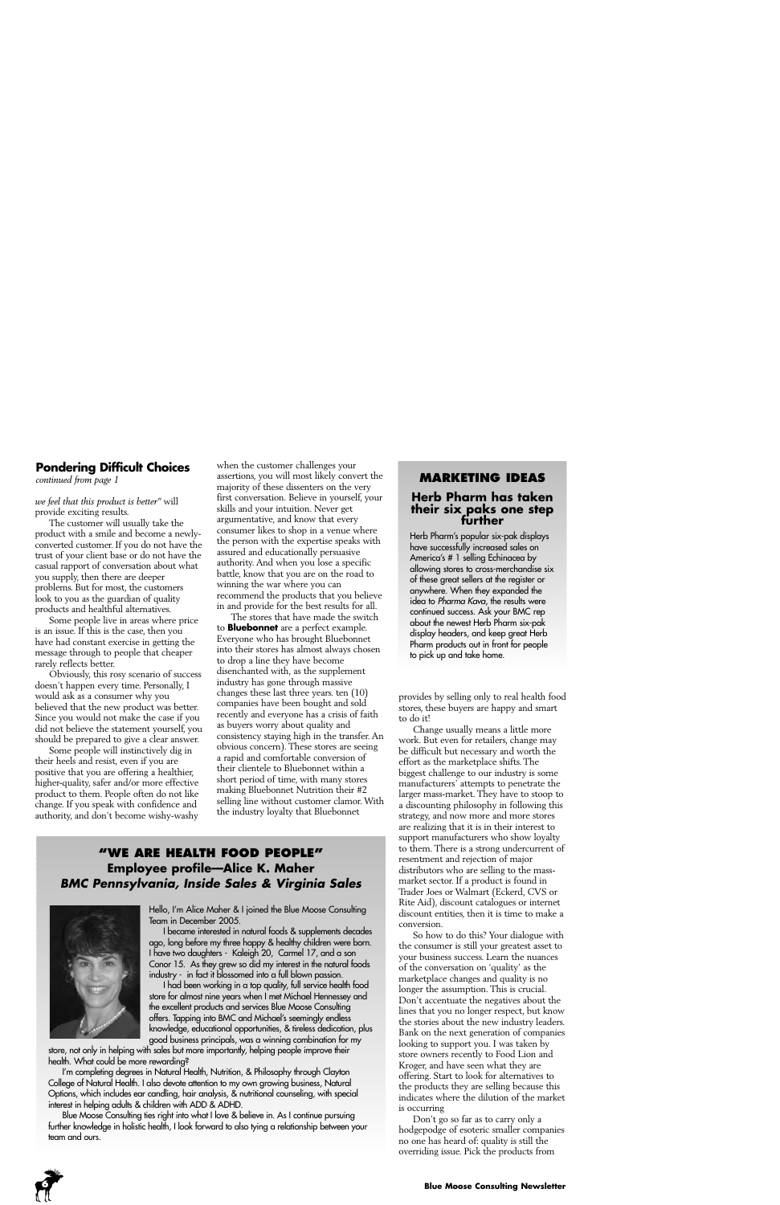## Pondering Difficult Choices

*continued from page 1*

*we feel that this product is better"* will provide exciting results.

The customer will usually take the product with a smile and become a newly-converted customer. If you do not have the trust of your client base or do not have the casual rapport of conversation about what you supply, then there are deeper problems. But for most, the customers look to you as the guardian of quality products and healthful alternatives.

Some people live in areas where price is an issue. If this is the case, then you have had constant exercise in getting the message through to people that cheaper rarely reflects better.

Obviously, this rosy scenario of success doesn't happen every time. Personally, I would ask as a consumer why you believed that the new product was better. Since you would not make the case if you did not believe the statement yourself, you should be prepared to give a clear answer.

Some people will instinctively dig in their heels and resist, even if you are positive that you are offering a healthier, higher-quality, safer and/or more effective product to them. People often do not like change. If you speak with confidence and authority, and don't become wishy-washy when the customer challenges your assertions, you will most likely convert the majority of these dissenters on the very first conversation. Believe in yourself, your skills and your intuition. Never get argumentative, and know that every consumer likes to shop in a venue where the person with the expertise speaks with assured and educationally persuasive authority. And when you lose a specific battle, know that you are on the road to winning the war where you can recommend the products that you believe in and provide for the best results for all.

The stores that have made the switch to **Bluebonnet** are a perfect example. Everyone who has brought Bluebonnet into their stores has almost always chosen to drop a line they have become disenchanted with, as the supplement industry has gone through massive changes these last three years. ten (10) companies have been bought and sold recently and everyone has a crisis of faith as buyers worry about quality and consistency staying high in the transfer. An obvious concern). These stores are seeing a rapid and comfortable conversion of their clientele to Bluebonnet within a short period of time, with many stores making Bluebonnet Nutrition their #2 selling line without customer clamor. With the industry loyalty that Bluebonnet provides by selling only to real health food stores, these buyers are happy and smart to do it!

Change usually means a little more work. But even for retailers, change may be difficult but necessary and worth the effort as the marketplace shifts. The biggest challenge to our industry is some manufacturers' attempts to penetrate the larger mass-market. They have to stoop to a discounting philosophy in following this strategy, and now more and more stores are realizing that it is in their interest to support manufacturers who show loyalty to them. There is a strong undercurrent of resentment and rejection of major distributors who are selling to the mass-market sector. If a product is found in Trader Joes or Walmart (Eckerd, CVS or Rite Aid), discount catalogues or internet discount entities, then it is time to make a conversion.

So how to do this? Your dialogue with the consumer is still your greatest asset to your business success. Learn the nuances of the conversation on 'quality' as the marketplace changes and quality is no longer the assumption. This is crucial. Don't accentuate the negatives about the lines that you no longer respect, but know the stories about the new industry leaders. Bank on the next generation of companies looking to support you. I was taken by store owners recently to Food Lion and Kroger, and have seen what they are offering. Start to look for alternatives to the products they are selling because this indicates where the dilution of the market is occurring

Don't go so far as to carry only a hodgepodge of esoteric smaller companies no one has heard of: quality is still the overriding issue. Pick the products from

## MARKETING IDEAS

### Herb Pharm has taken their six paks one step further

Herb Pharm's popular six-pak displays have successfully increased sales on America's # 1 selling Echinacea by allowing stores to cross-merchandise six of these great sellers at the register or anywhere. When they expanded the idea to *Pharma Kava*, the results were continued success. Ask your BMC rep about the newest Herb Pharm six-pak display headers, and keep great Herb Pharm products out in front for people to pick up and take home.

## "WE ARE HEALTH FOOD PEOPLE"

### Employee profile—Alice K. Maher

***BMC Pennsylvania, Inside Sales & Virginia Sales***

Hello, I'm Alice Maher & I joined the Blue Moose Consulting Team in December 2005.

I became interested in natural foods & supplements decades ago, long before my three happy & healthy children were born. I have two daughters - Kaleigh 20, Carmel 17, and a son Conor 15. As they grew so did my interest in the natural foods industry - in fact it blossomed into a full blown passion.

I had been working in a top quality, full service health food store for almost nine years when I met Michael Hennessey and the excellent products and services Blue Moose Consulting offers. Tapping into BMC and Michael's seemingly endless knowledge, educational opportunities, & tireless dedication, plus good business principals, was a winning combination for my store, not only in helping with sales but more importantly, helping people improve their health. What could be more rewarding?

I'm completing degrees in Natural Health, Nutrition, & Philosophy through Clayton College of Natural Health. I also devote attention to my own growing business, Natural Options, which includes ear candling, hair analysis, & nutritional counseling, with special interest in helping adults & children with ADD & ADHD.

Blue Moose Consulting ties right into what I love & believe in. As I continue pursuing further knowledge in holistic health, I look forward to also tying a relationship between your team and ours.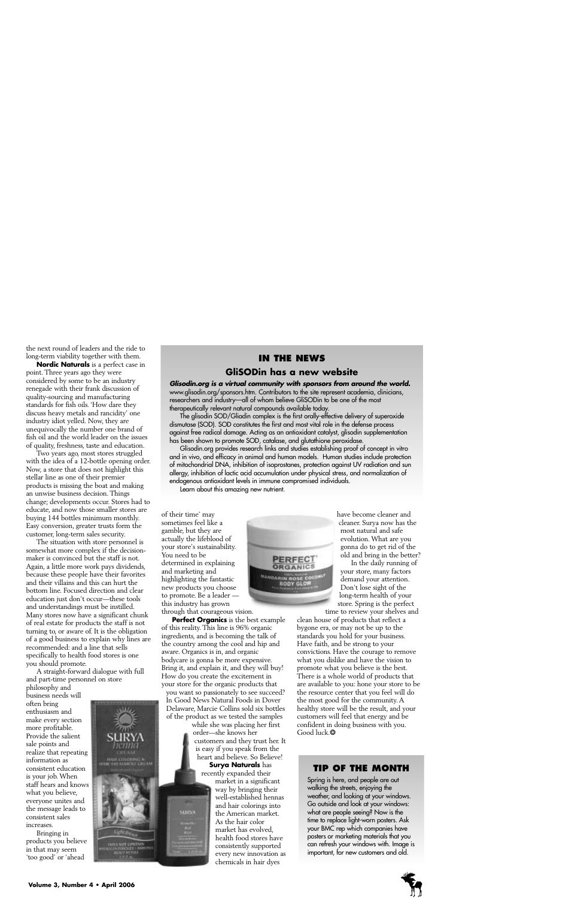the next round of leaders and the ride to long-term viability together with them.

**Nordic Naturals** is a perfect case in point. Three years ago they were considered by some to be an industry renegade with their frank discussion of quality-sourcing and manufacturing standards for fish oils. 'How dare they discuss heavy metals and rancidity' one industry idiot yelled. Now, they are unequivocally the number one brand of fish oil and the world leader on the issues of quality, freshness, taste and education.

Two years ago, most stores struggled with the idea of a 12-bottle opening order. Now, a store that does not highlight this stellar line as one of their premier products is missing the boat and making an unwise business decision. Things change; developments occur. Stores had to educate, and now those smaller stores are buying 144 bottles minimum monthly. Easy conversion, greater trusts form the customer, long-term sales security.

The situation with store personnel is somewhat more complex if the decision-maker is convinced but the staff is not. Again, a little more work pays dividends, because these people have their favorites and their villains and this can hurt the bottom line. Focused direction and clear education just don't occur—these tools and understandings must be instilled. Many stores now have a significant chunk of real estate for products the staff is not turning to, or aware of. It is the obligation of a good business to explain why lines are recommended: and a line that sells specifically to health food stores is one you should promote.

A straight-forward dialogue with full and part-time personnel on store philosophy and business needs will often bring enthusiasm and make every section more profitable. Provide the salient sale points and realize that repeating information as consistent education is your job. When staff hears and knows what you believe, everyone unites and the message leads to consistent sales increases.

Bringing in products you believe in that may seem 'too good' or 'ahead of their time' may sometimes feel like a gamble, but they are actually the lifeblood of your store's sustainability. You need to be determined in explaining and marketing and highlighting the fantastic new products you choose to promote. Be a leader — this industry has grown through that courageous vision.

**Perfect Organics** is the best example of this reality. This line is 96% organic ingredients, and is becoming the talk of the country among the cool and hip and aware. Organics is in, and organic bodycare is gonna be more expensive. Bring it, and explain it, and they will buy! How do you create the excitement in your store for the organic products that you want so passionately to see succeed? In Good News Natural Foods in Dover Delaware, Marcie Collins sold six bottles of the product as we tested the samples while she was placing her first order—she knows her customers and they trust her. It is easy if you speak from the heart and believe. So Believe!

**Surya Naturals** has recently expanded their market in a significant way by bringing their well-established hennas and hair colorings into the American market. As the hair color market has evolved, health food stores have consistently supported every new innovation as chemicals in hair dyes have become cleaner and cleaner. Surya now has the most natural and safe evolution. What are you gonna do to get rid of the old and bring in the better?

In the daily running of your store, many factors demand your attention. Don't lose sight of the long-term health of your store. Spring is the perfect time to review your shelves and clean house of products that reflect a bygone era, or may not be up to the standards you hold for your business. Have faith, and be strong to your convictions. Have the courage to remove what you dislike and have the vision to promote what you believe is the best. There is a whole world of products that are available to you: hone your store to be the resource center that you feel will do the most good for the community. A healthy store will be the result, and your customers will feel that energy and be confident in doing business with you. Good luck.

## IN THE NEWS

### GliSODin has a new website

***Glisodin.org is a virtual community with sponsors from around the world.*** www.glisodin.org/sponsors.htm. Contributors to the site represent academia, clinicians, researchers and industry—all of whom believe GliSODin to be one of the most therapeutically relevant natural compounds available today.

The glisodin SOD/Gliadin complex is the first orally-effective delivery of superoxide dismutase (SOD). SOD constitutes the first and most vital role in the defense process against free radical damage. Acting as an antioxidant catalyst, glisodin supplementation has been shown to promote SOD, catalase, and glutathione peroxidase.

Glisodin.org provides research links and studies establishing proof of concept in vitro and in vivo, and efficacy in animal and human models. Human studies include protection of mitochondrial DNA, inhibition of isoprostanes, protection against UV radiation and sun allergy, inhibition of lactic acid accumulation under physical stress, and normalization of endogenous antioxidant levels in immune compromised individuals.

Learn about this amazing new nutrient.

## TIP OF THE MONTH

Spring is here, and people are out walking the streets, enjoying the weather, and looking at your windows. Go outside and look at your windows: what are people seeing? Now is the time to replace light-worn posters. Ask your BMC rep which companies have posters or marketing materials that you can refresh your windows with. Image is important, for new customers and old.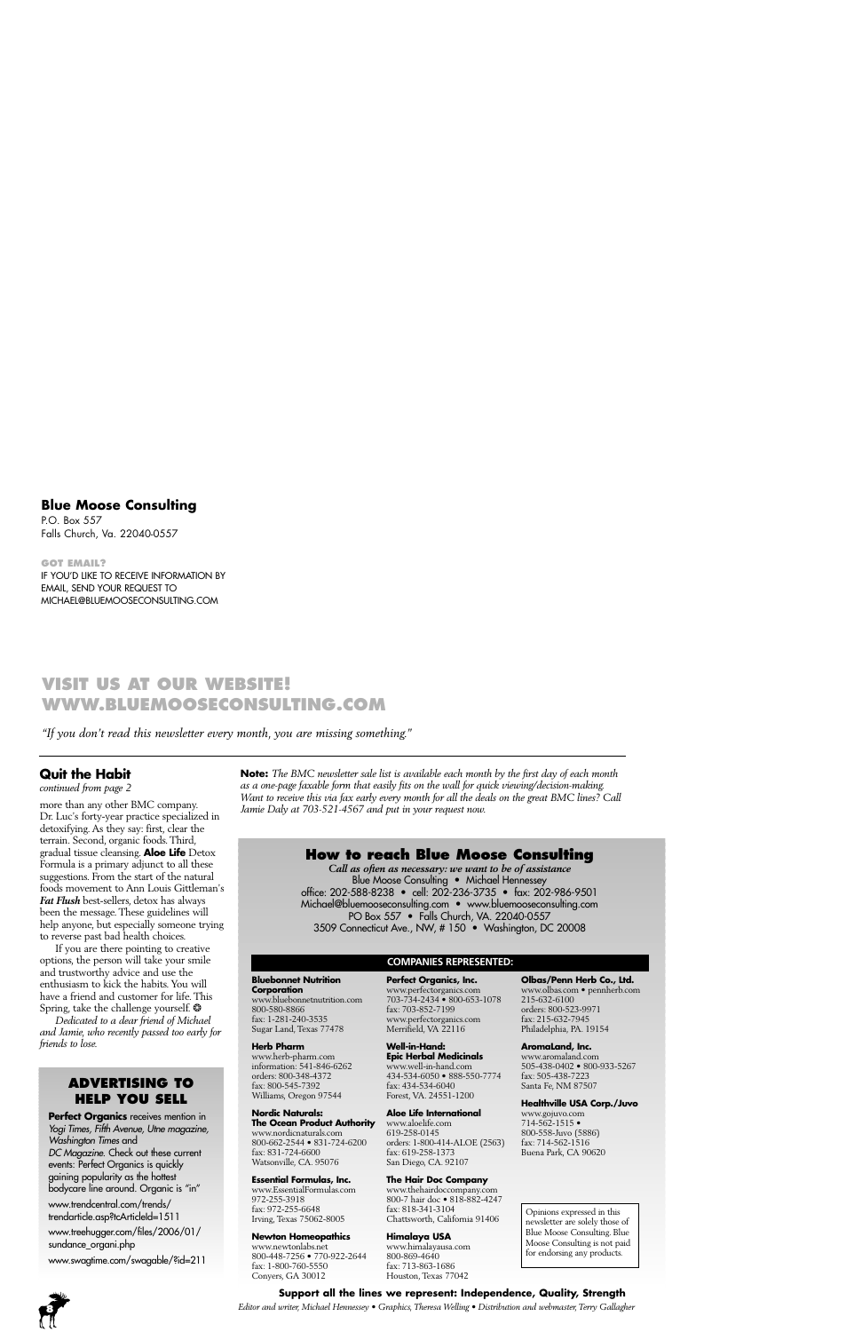## Blue Moose Consulting

P.O. Box 557
Falls Church, Va. 22040-0557

**GOT EMAIL?**
IF YOU'D LIKE TO RECEIVE INFORMATION BY EMAIL, SEND YOUR REQUEST TO MICHAEL@BLUEMOOSECONSULTING.COM

## VISIT US AT OUR WEBSITE! WWW.BLUEMOOSECONSULTING.COM

*"If you don't read this newsletter every month, you are missing something."*

### Quit the Habit

*continued from page 2*

more than any other BMC company. Dr. Luc's forty-year practice specialized in detoxifying. As they say: first, clear the terrain. Second, organic foods. Third, gradual tissue cleansing. **Aloe Life** Detox Formula is a primary adjunct to all these suggestions. From the start of the natural foods movement to Ann Louis Gittleman's ***Fat Flush*** best-sellers, detox has always been the message. These guidelines will help anyone, but especially someone trying to reverse past bad health choices.

If you are there pointing to creative options, the person will take your smile and trustworthy advice and use the enthusiasm to kick the habits. You will have a friend and customer for life. This Spring, take the challenge yourself. ❂

*Dedicated to a dear friend of Michael and Jamie, who recently passed too early for friends to lose.*

### ADVERTISING TO HELP YOU SELL

**Perfect Organics** receives mention in *Yogi Times, Fifth Avenue, Utne magazine, Washington Times* and *DC Magazine.* Check out these current events: Perfect Organics is quickly gaining popularity as the hottest bodycare line around. Organic is "in"

www.trendcentral.com/trends/trendarticle.asp?tcArticleId=1511

www.treehugger.com/files/2006/01/sundance_organi.php

www.swagtime.com/swagable/?id=211

**Note:** *The BMC newsletter sale list is available each month by the first day of each month as a one-page faxable form that easily fits on the wall for quick viewing/decision-making. Want to receive this via fax early every month for all the deals on the great BMC lines? Call Jamie Daly at 703-521-4567 and put in your request now.*

### How to reach Blue Moose Consulting

***Call as often as necessary: we want to be of assistance***
Blue Moose Consulting • Michael Hennessey
office: 202-588-8238 • cell: 202-236-3735 • fax: 202-986-9501
Michael@bluemooseconsulting.com • www.bluemooseconsulting.com
PO Box 557 • Falls Church, VA. 22040-0557
3509 Connecticut Ave., NW, # 150 • Washington, DC 20008

#### COMPANIES REPRESENTED:

**Bluebonnet Nutrition Corporation**
www.bluebonnetnutrition.com
800-580-8866
fax: 1-281-240-3535
Sugar Land, Texas 77478

**Herb Pharm**
www.herb-pharm.com
information: 541-846-6262
orders: 800-348-4372
fax: 800-545-7392
Williams, Oregon 97544

**Nordic Naturals: The Ocean Product Authority**
www.nordicnaturals.com
800-662-2544 • 831-724-6200
fax: 831-724-6600
Watsonville, CA. 95076

**Essential Formulas, Inc.**
www.EssentialFormulas.com
972-255-3918
fax: 972-255-6648
Irving, Texas 75062-8005

**Newton Homeopathics**
www.newtonlabs.net
800-448-7256 • 770-922-2644
fax: 1-800-760-5550
Conyers, GA 30012

**Perfect Organics, Inc.**
www.perfectorganics.com
703-734-2434 • 800-653-1078
fax: 703-852-7199
www.perfectorganics.com
Merrifield, VA 22116

**Well-in-Hand: Epic Herbal Medicinals**
www.well-in-hand.com
434-534-6050 • 888-550-7774
fax: 434-534-6040
Forest, VA. 24551-1200

**Aloe Life International**
www.aloelife.com
619-258-0145
orders: 1-800-414-ALOE (2563)
fax: 619-258-1373
San Diego, CA. 92107

**The Hair Doc Company**
www.thehairdoccompany.com
800-7 hair doc • 818-882-4247
fax: 818-341-3104
Chattsworth, California 91406

**Himalaya USA**
www.himalayausa.com
800-869-4640
fax: 713-863-1686
Houston, Texas 77042

**Olbas/Penn Herb Co., Ltd.**
www.olbas.com • pennherb.com
215-632-6100
orders: 800-523-9971
fax: 215-632-7945
Philadelphia, PA. 19154

**AromaLand, Inc.**
www.aromaland.com
505-438-0402 • 800-933-5267
fax: 505-438-7223
Santa Fe, NM 87507

**Healthville USA Corp./Juvo**
www.gojuvo.com
714-562-1515 •
800-558-Juvo (5886)
fax: 714-562-1516
Buena Park, CA 90620

Opinions expressed in this newsletter are solely those of Blue Moose Consulting. Blue Moose Consulting is not paid for endorsing any products.

**Support all the lines we represent: Independence, Quality, Strength**

*Editor and writer, Michael Hennessey • Graphics, Theresa Welling • Distribution and webmaster, Terry Gallagher*